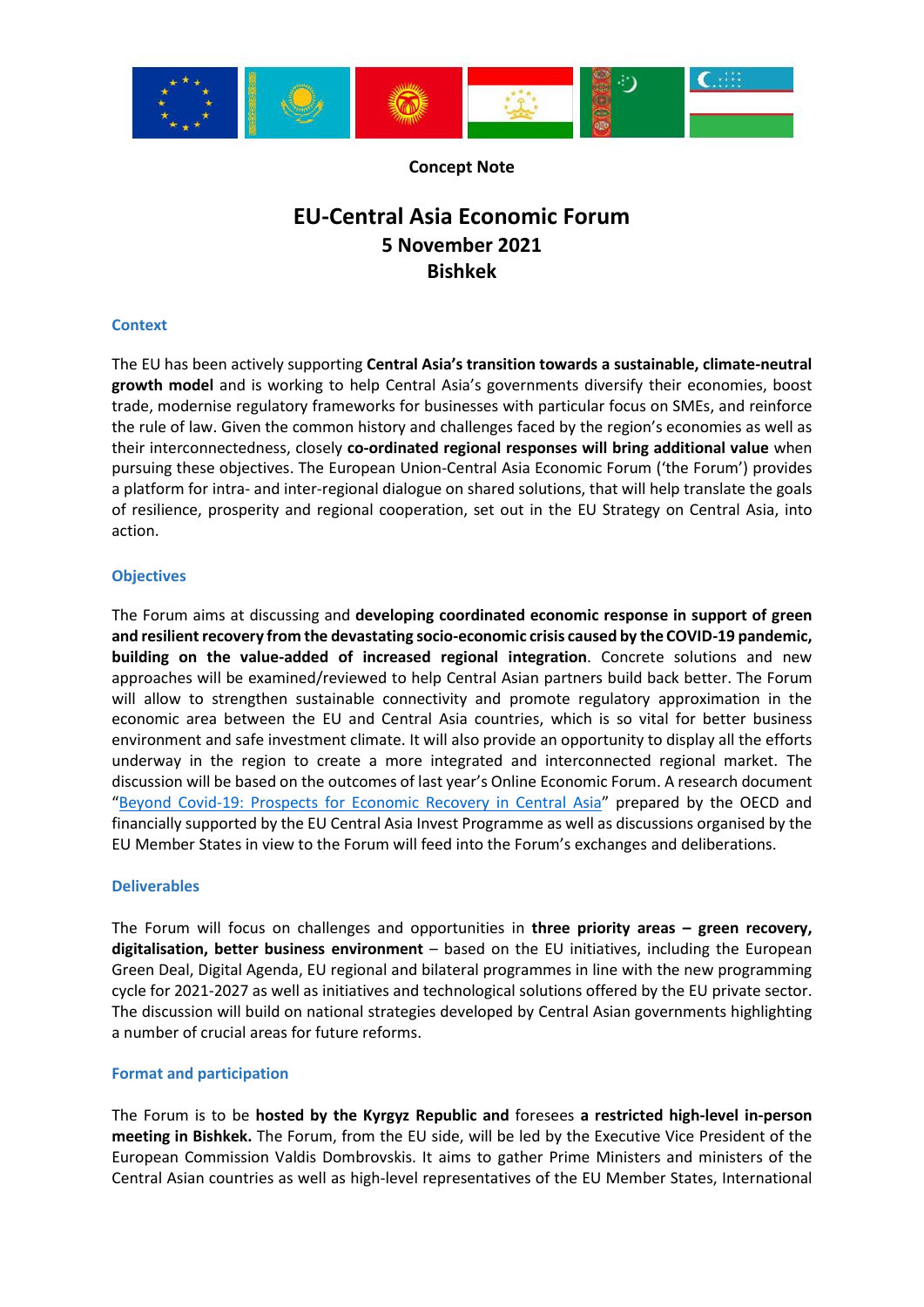**Concept Note**

# EU-Central Asia Economic Forum
## 5 November 2021
## Bishkek

### Context

The EU has been actively supporting **Central Asia's transition towards a sustainable, climate-neutral growth model** and is working to help Central Asia's governments diversify their economies, boost trade, modernise regulatory frameworks for businesses with particular focus on SMEs, and reinforce the rule of law. Given the common history and challenges faced by the region's economies as well as their interconnectedness, closely **co-ordinated regional responses will bring additional value** when pursuing these objectives. The European Union-Central Asia Economic Forum ('the Forum') provides a platform for intra- and inter-regional dialogue on shared solutions, that will help translate the goals of resilience, prosperity and regional cooperation, set out in the EU Strategy on Central Asia, into action.

### Objectives

The Forum aims at discussing and **developing coordinated economic response in support of green and resilient recovery from the devastating socio-economic crisis caused by the COVID-19 pandemic, building on the value-added of increased regional integration**. Concrete solutions and new approaches will be examined/reviewed to help Central Asian partners build back better. The Forum will allow to strengthen sustainable connectivity and promote regulatory approximation in the economic area between the EU and Central Asia countries, which is so vital for better business environment and safe investment climate. It will also provide an opportunity to display all the efforts underway in the region to create a more integrated and interconnected regional market. The discussion will be based on the outcomes of last year's Online Economic Forum. A research document "Beyond Covid-19: Prospects for Economic Recovery in Central Asia" prepared by the OECD and financially supported by the EU Central Asia Invest Programme as well as discussions organised by the EU Member States in view to the Forum will feed into the Forum's exchanges and deliberations.

### Deliverables

The Forum will focus on challenges and opportunities in **three priority areas – green recovery, digitalisation, better business environment** – based on the EU initiatives, including the European Green Deal, Digital Agenda, EU regional and bilateral programmes in line with the new programming cycle for 2021-2027 as well as initiatives and technological solutions offered by the EU private sector. The discussion will build on national strategies developed by Central Asian governments highlighting a number of crucial areas for future reforms.

### Format and participation

The Forum is to be **hosted by the Kyrgyz Republic and** foresees **a restricted high-level in-person meeting in Bishkek.** The Forum, from the EU side, will be led by the Executive Vice President of the European Commission Valdis Dombrovskis. It aims to gather Prime Ministers and ministers of the Central Asian countries as well as high-level representatives of the EU Member States, International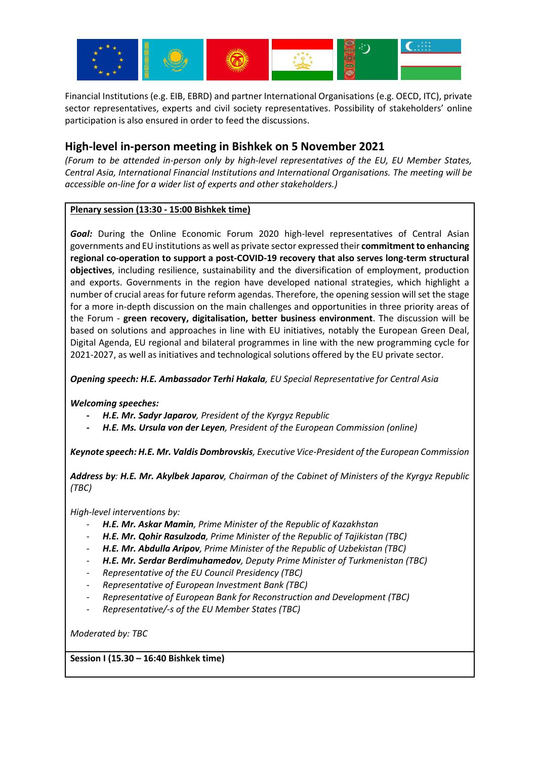Financial Institutions (e.g. EIB, EBRD) and partner International Organisations (e.g. OECD, ITC), private sector representatives, experts and civil society representatives. Possibility of stakeholders' online participation is also ensured in order to feed the discussions.

## High-level in-person meeting in Bishkek on 5 November 2021

*(Forum to be attended in-person only by high-level representatives of the EU, EU Member States, Central Asia, International Financial Institutions and International Organisations. The meeting will be accessible on-line for a wider list of experts and other stakeholders.)*

**Plenary session (13:30 - 15:00 Bishkek time)**

***Goal:*** During the Online Economic Forum 2020 high-level representatives of Central Asian governments and EU institutions as well as private sector expressed their **commitment to enhancing regional co-operation to support a post-COVID-19 recovery that also serves long-term structural objectives**, including resilience, sustainability and the diversification of employment, production and exports. Governments in the region have developed national strategies, which highlight a number of crucial areas for future reform agendas. Therefore, the opening session will set the stage for a more in-depth discussion on the main challenges and opportunities in three priority areas of the Forum - **green recovery, digitalisation, better business environment**. The discussion will be based on solutions and approaches in line with EU initiatives, notably the European Green Deal, Digital Agenda, EU regional and bilateral programmes in line with the new programming cycle for 2021-2027, as well as initiatives and technological solutions offered by the EU private sector.

***Opening speech: H.E. Ambassador Terhi Hakala****, EU Special Representative for Central Asia*

***Welcoming speeches:***

- ***H.E. Mr. Sadyr Japarov****, President of the Kyrgyz Republic*
- ***H.E. Ms. Ursula von der Leyen****, President of the European Commission (online)*

***Keynote speech: H.E. Mr. Valdis Dombrovskis****, Executive Vice-President of the European Commission*

***Address by****:* ***H.E. Mr. Akylbek Japarov****, Chairman of the Cabinet of Ministers of the Kyrgyz Republic (TBC)*

*High-level interventions by:*

- ***H.E. Mr. Askar Mamin****, Prime Minister of the Republic of Kazakhstan*
- ***H.E. Mr. Qohir Rasulzoda****, Prime Minister of the Republic of Tajikistan (TBC)*
- ***H.E. Mr. Abdulla Aripov****, Prime Minister of the Republic of Uzbekistan (TBC)*
- ***H.E. Mr. Serdar Berdimuhamedov****, Deputy Prime Minister of Turkmenistan (TBC)*
- *Representative of the EU Council Presidency (TBC)*
- *Representative of European Investment Bank (TBC)*
- *Representative of European Bank for Reconstruction and Development (TBC)*
- *Representative/-s of the EU Member States (TBC)*

*Moderated by: TBC*

**Session I (15.30 – 16:40 Bishkek time)**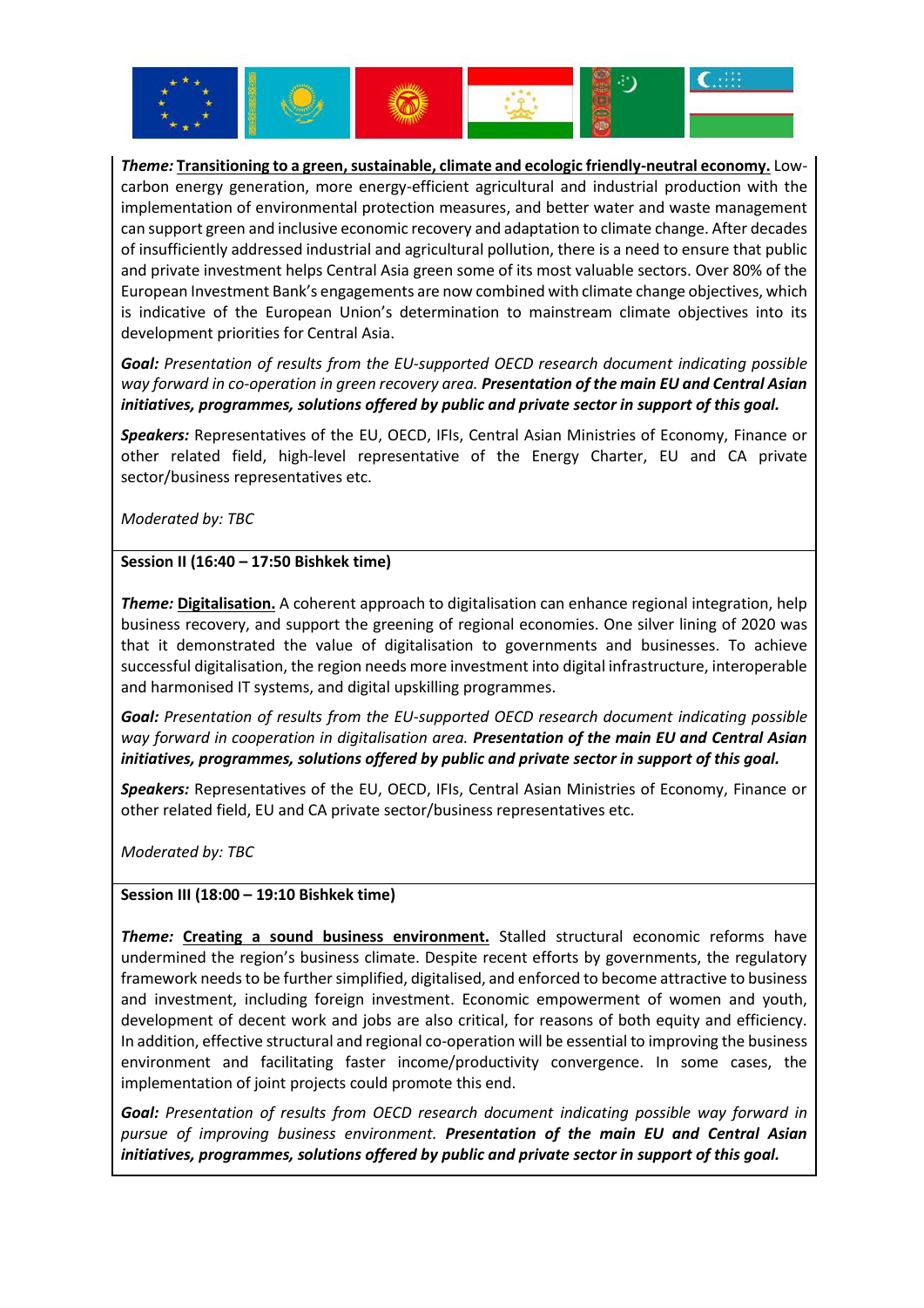***Theme:*** **Transitioning to a green, sustainable, climate and ecologic friendly-neutral economy.** Low-carbon energy generation, more energy-efficient agricultural and industrial production with the implementation of environmental protection measures, and better water and waste management can support green and inclusive economic recovery and adaptation to climate change. After decades of insufficiently addressed industrial and agricultural pollution, there is a need to ensure that public and private investment helps Central Asia green some of its most valuable sectors. Over 80% of the European Investment Bank's engagements are now combined with climate change objectives, which is indicative of the European Union's determination to mainstream climate objectives into its development priorities for Central Asia.

***Goal:*** *Presentation of results from the EU-supported OECD research document indicating possible way forward in co-operation in green recovery area.* ***Presentation of the main EU and Central Asian initiatives, programmes, solutions offered by public and private sector in support of this goal.***

***Speakers:*** Representatives of the EU, OECD, IFIs, Central Asian Ministries of Economy, Finance or other related field, high-level representative of the Energy Charter, EU and CA private sector/business representatives etc.

*Moderated by: TBC*

**Session II (16:40 – 17:50 Bishkek time)**

***Theme:*** **Digitalisation.** A coherent approach to digitalisation can enhance regional integration, help business recovery, and support the greening of regional economies. One silver lining of 2020 was that it demonstrated the value of digitalisation to governments and businesses. To achieve successful digitalisation, the region needs more investment into digital infrastructure, interoperable and harmonised IT systems, and digital upskilling programmes.

***Goal:*** *Presentation of results from the EU-supported OECD research document indicating possible way forward in cooperation in digitalisation area.* ***Presentation of the main EU and Central Asian initiatives, programmes, solutions offered by public and private sector in support of this goal.***

***Speakers:*** Representatives of the EU, OECD, IFIs, Central Asian Ministries of Economy, Finance or other related field, EU and CA private sector/business representatives etc.

*Moderated by: TBC*

**Session III (18:00 – 19:10 Bishkek time)**

***Theme:*** **Creating a sound business environment.** Stalled structural economic reforms have undermined the region's business climate. Despite recent efforts by governments, the regulatory framework needs to be further simplified, digitalised, and enforced to become attractive to business and investment, including foreign investment. Economic empowerment of women and youth, development of decent work and jobs are also critical, for reasons of both equity and efficiency. In addition, effective structural and regional co-operation will be essential to improving the business environment and facilitating faster income/productivity convergence. In some cases, the implementation of joint projects could promote this end.

***Goal:*** *Presentation of results from OECD research document indicating possible way forward in pursue of improving business environment.* ***Presentation of the main EU and Central Asian initiatives, programmes, solutions offered by public and private sector in support of this goal.***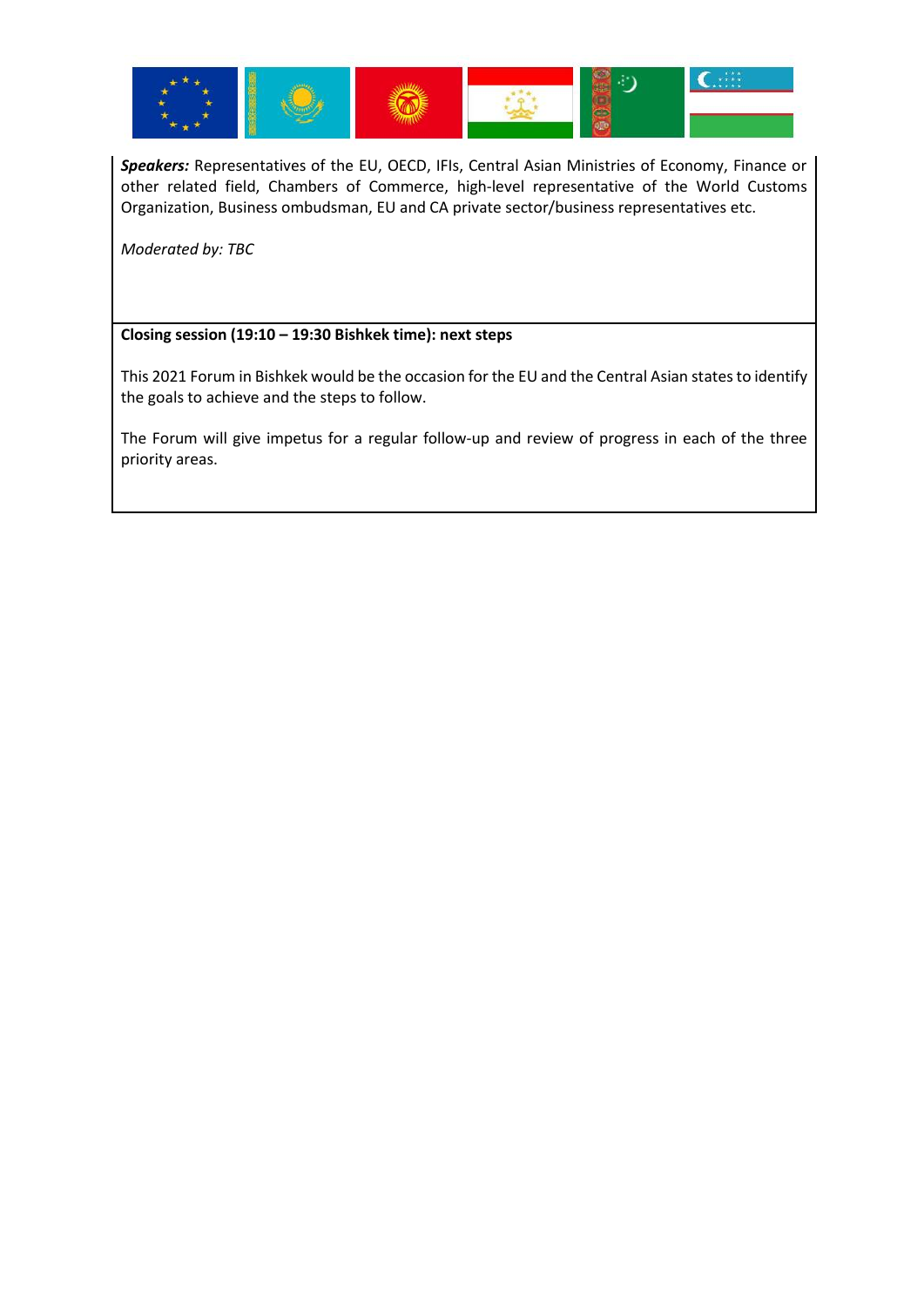***Speakers:*** Representatives of the EU, OECD, IFIs, Central Asian Ministries of Economy, Finance or other related field, Chambers of Commerce, high-level representative of the World Customs Organization, Business ombudsman, EU and CA private sector/business representatives etc.

*Moderated by: TBC*

**Closing session (19:10 – 19:30 Bishkek time): next steps**

This 2021 Forum in Bishkek would be the occasion for the EU and the Central Asian states to identify the goals to achieve and the steps to follow.

The Forum will give impetus for a regular follow-up and review of progress in each of the three priority areas.